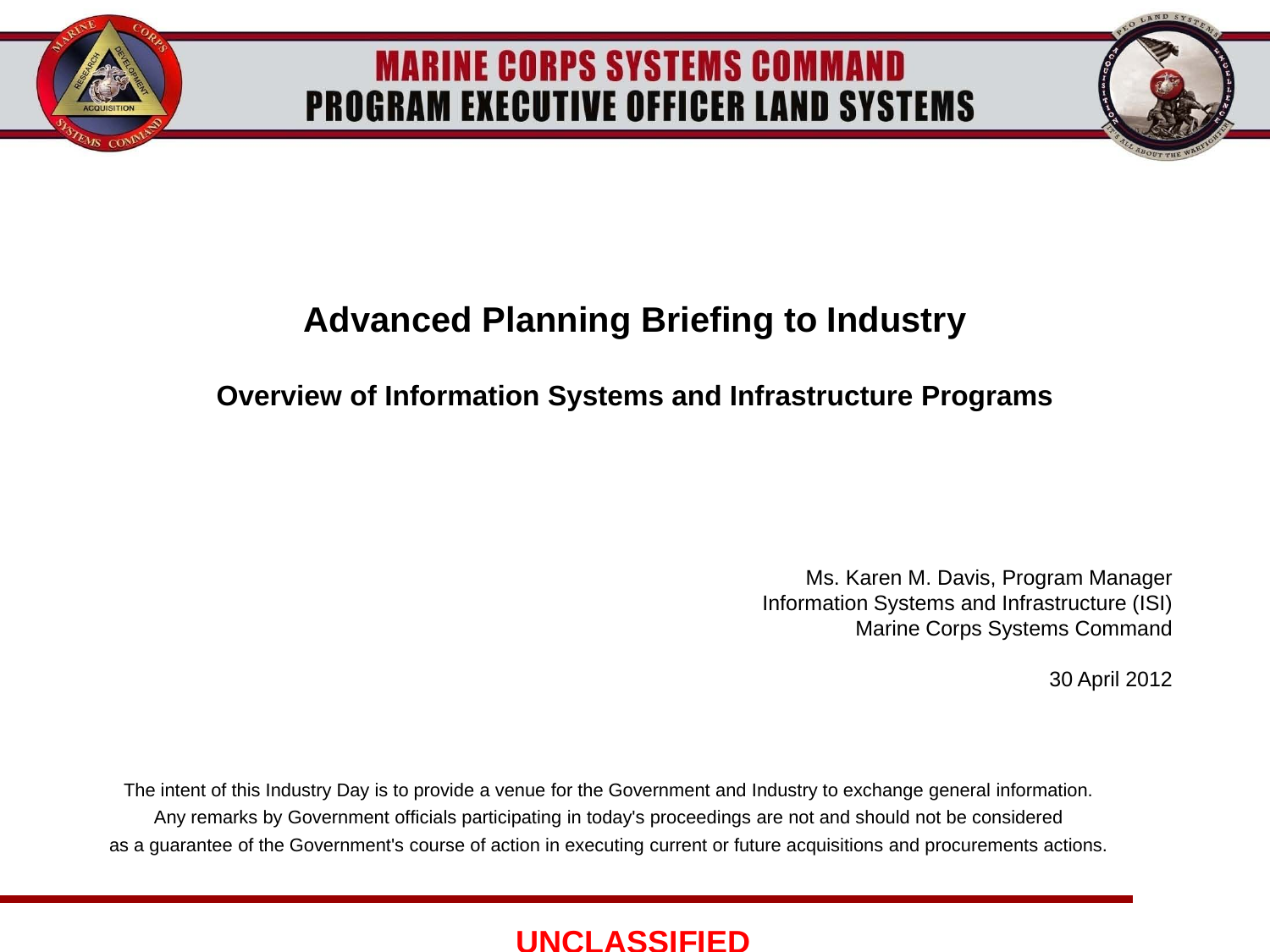MARINE CORPS SYSTEMS COMMAND
PROGRAM EXECUTIVE OFFICER LAND SYSTEMS

# Advanced Planning Briefing to Industry

## Overview of Information Systems and Infrastructure Programs

Ms. Karen M. Davis, Program Manager
Information Systems and Infrastructure (ISI)
Marine Corps Systems Command

30 April 2012

The intent of this Industry Day is to provide a venue for the Government and Industry to exchange general information. Any remarks by Government officials participating in today's proceedings are not and should not be considered as a guarantee of the Government's course of action in executing current or future acquisitions and procurements actions.

UNCLASSIFIED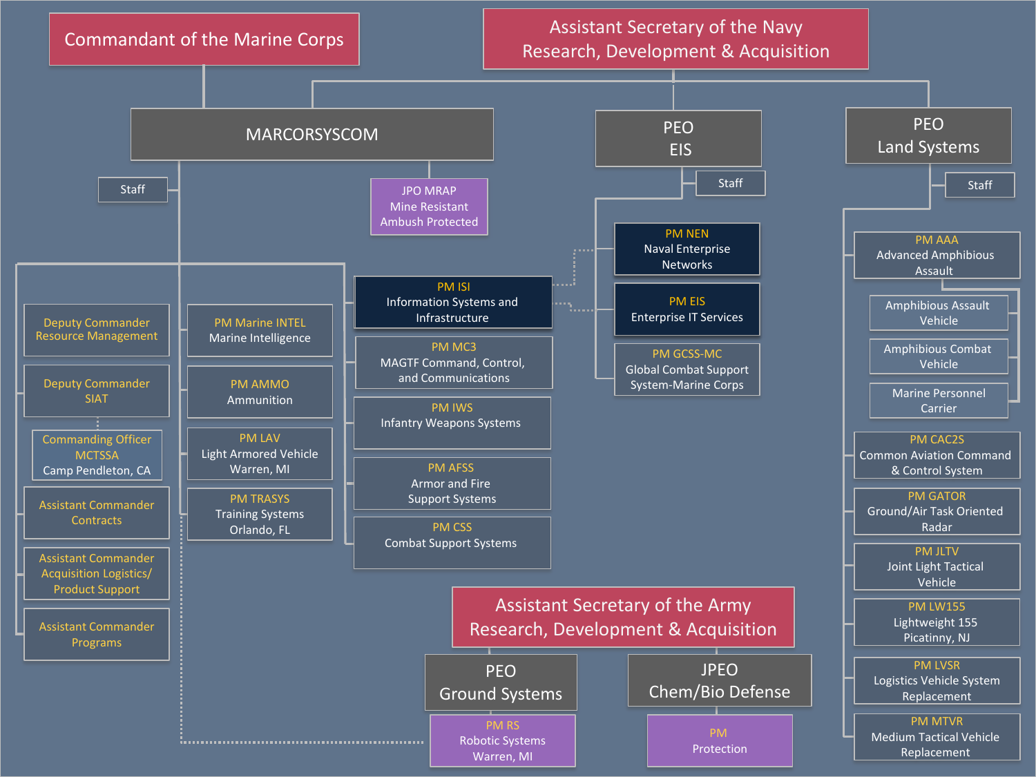# Commandant of the Marine Corps

# Assistant Secretary of the Navy Research, Development & Acquisition

## MARCORSYSCOM

- Staff
- JPO MRAP Mine Resistant Ambush Protected
- Deputy Commander Resource Management
- Deputy Commander SIAT
  - Commanding Officer MCTSSA Camp Pendleton, CA
- Assistant Commander Contracts
- Assistant Commander Acquisition Logistics/ Product Support
- Assistant Commander Programs
- PM Marine INTEL Marine Intelligence
- PM AMMO Ammunition
- PM LAV Light Armored Vehicle Warren, MI
- PM TRASYS Training Systems Orlando, FL
- PM ISI Information Systems and Infrastructure
- PM MC3 MAGTF Command, Control, and Communications
- PM IWS Infantry Weapons Systems
- PM AFSS Armor and Fire Support Systems
- PM CSS Combat Support Systems

## PEO EIS

- Staff
- PM NEN Naval Enterprise Networks
- PM EIS Enterprise IT Services
- PM GCSS-MC Global Combat Support System-Marine Corps

## PEO Land Systems

- Staff
- PM AAA Advanced Amphibious Assault
  - Amphibious Assault Vehicle
  - Amphibious Combat Vehicle
  - Marine Personnel Carrier
- PM CAC2S Common Aviation Command & Control System
- PM GATOR Ground/Air Task Oriented Radar
- PM JLTV Joint Light Tactical Vehicle
- PM LW155 Lightweight 155 Picatinny, NJ
- PM LVSR Logistics Vehicle System Replacement
- PM MTVR Medium Tactical Vehicle Replacement

# Assistant Secretary of the Army Research, Development & Acquisition

## PEO Ground Systems

- PM RS Robotic Systems Warren, MI

## JPEO Chem/Bio Defense

- PM Protection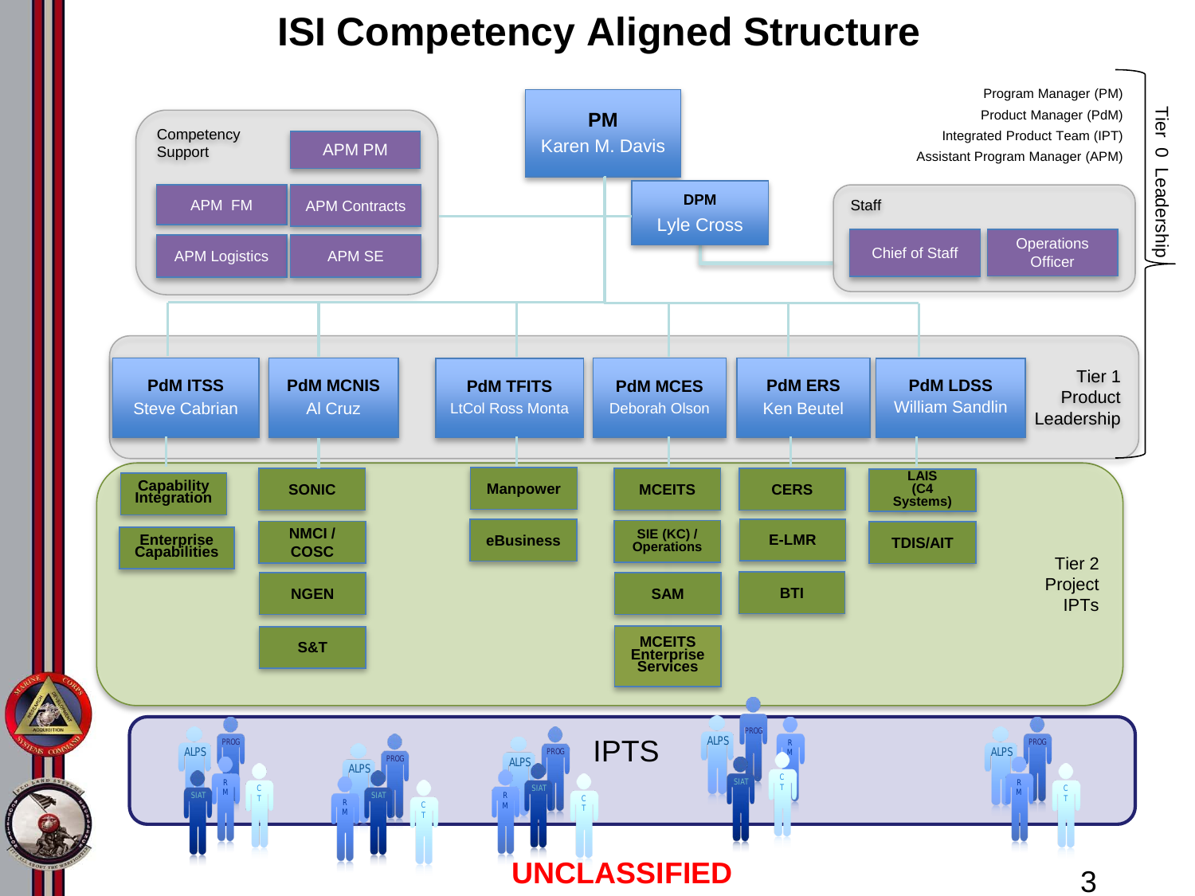# ISI Competency Aligned Structure

**PM**
Karen M. Davis

**DPM**
Lyle Cross

Competency Support
- APM PM
- APM FM
- APM Contracts
- APM Logistics
- APM SE

Staff
- Chief of Staff
- Operations Officer

Program Manager (PM)
Product Manager (PdM)
Integrated Product Team (IPT)
Assistant Program Manager (APM)

Tier 0 Leadership

Tier 1 Product Leadership

| PdM ITSS<br>Steve Cabrian | PdM MCNIS<br>Al Cruz | PdM TFITS<br>LtCol Ross Monta | PdM MCES<br>Deborah Olson | PdM ERS<br>Ken Beutel | PdM LDSS<br>William Sandlin |
|---|---|---|---|---|---|
| Capability Integration | SONIC | Manpower | MCEITS | CERS | LAIS (C4 Systems) |
| Enterprise Capabilities | NMCI / COSC | eBusiness | SIE (KC) / Operations | E-LMR | TDIS/AIT |
| | NGEN | | SAM | BTI | |
| | S&T | | MCEITS Enterprise Services | | |

Tier 2 Project IPTs

IPTS

ALPS, PROG, SIAT, RM, CT

UNCLASSIFIED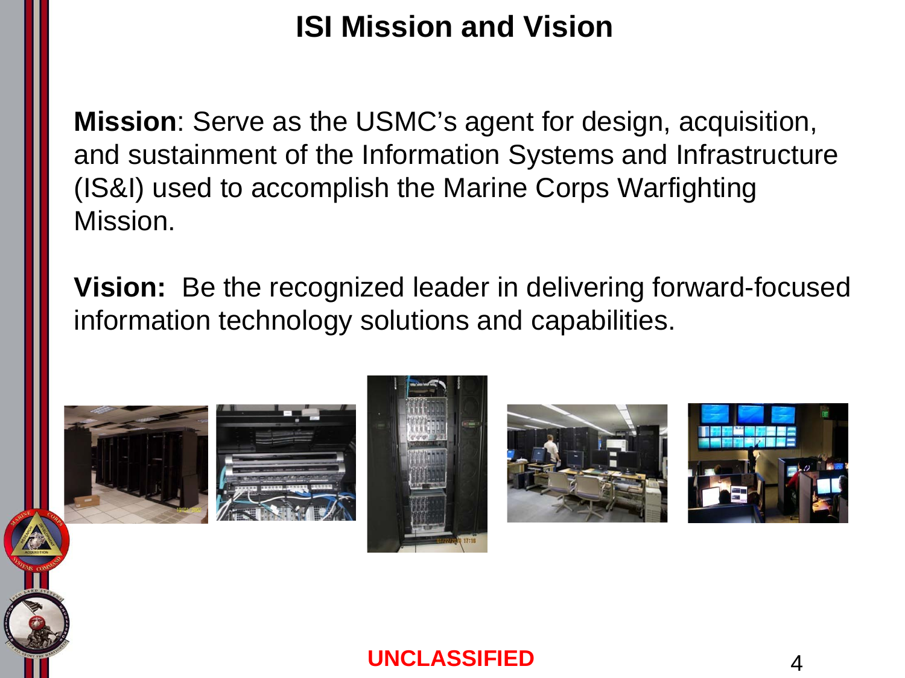# ISI Mission and Vision

**Mission**: Serve as the USMC's agent for design, acquisition, and sustainment of the Information Systems and Infrastructure (IS&I) used to accomplish the Marine Corps Warfighting Mission.

**Vision:** Be the recognized leader in delivering forward-focused information technology solutions and capabilities.

**UNCLASSIFIED**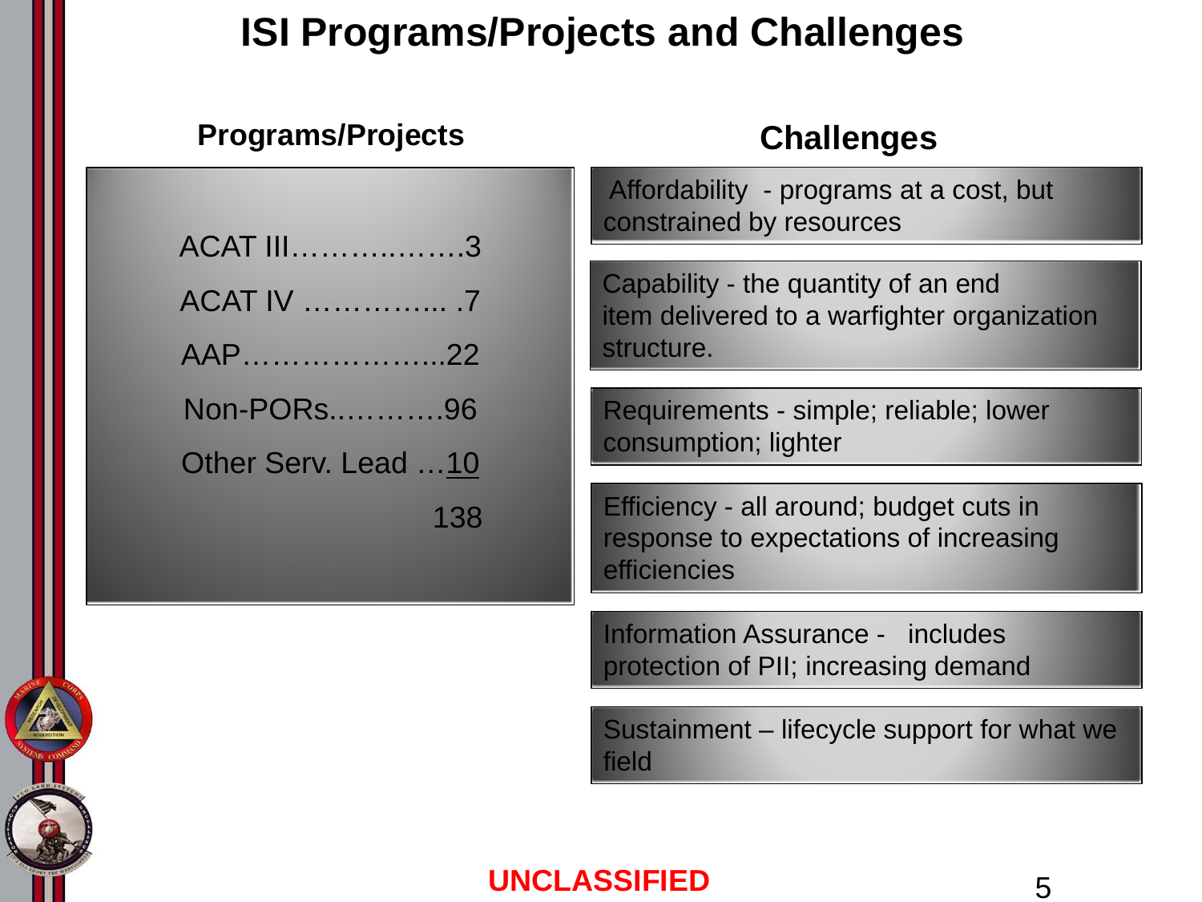# ISI Programs/Projects and Challenges

## Programs/Projects

| Program/Project | Count |
|---|---|
| ACAT III | 3 |
| ACAT IV | 7 |
| AAP | 22 |
| Non-PORs | 96 |
| Other Serv. Lead | 10 |
| | 138 |

## Challenges

- Affordability - programs at a cost, but constrained by resources
- Capability - the quantity of an end item delivered to a warfighter organization structure.
- Requirements - simple; reliable; lower consumption; lighter
- Efficiency - all around; budget cuts in response to expectations of increasing efficiencies
- Information Assurance - includes protection of PII; increasing demand
- Sustainment – lifecycle support for what we field

UNCLASSIFIED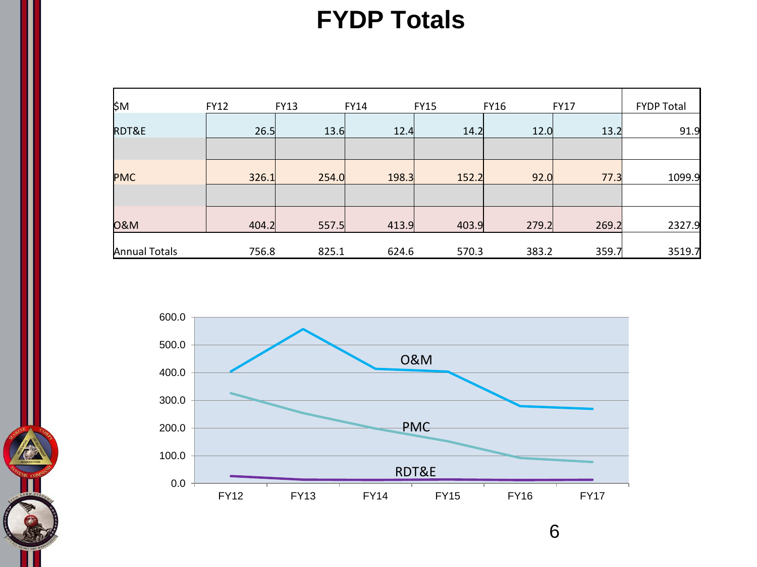# FYDP Totals

| $M | FY12 | FY13 | FY14 | FY15 | FY16 | FY17 | FYDP Total |
|---|---|---|---|---|---|---|---|
| RDT&E | 26.5 | 13.6 | 12.4 | 14.2 | 12.0 | 13.2 | 91.9 |
| | | | | | | | |
| PMC | 326.1 | 254.0 | 198.3 | 152.2 | 92.0 | 77.3 | 1099.9 |
| | | | | | | | |
| O&M | 404.2 | 557.5 | 413.9 | 403.9 | 279.2 | 269.2 | 2327.9 |
| Annual Totals | 756.8 | 825.1 | 624.6 | 570.3 | 383.2 | 359.7 | 3519.7 |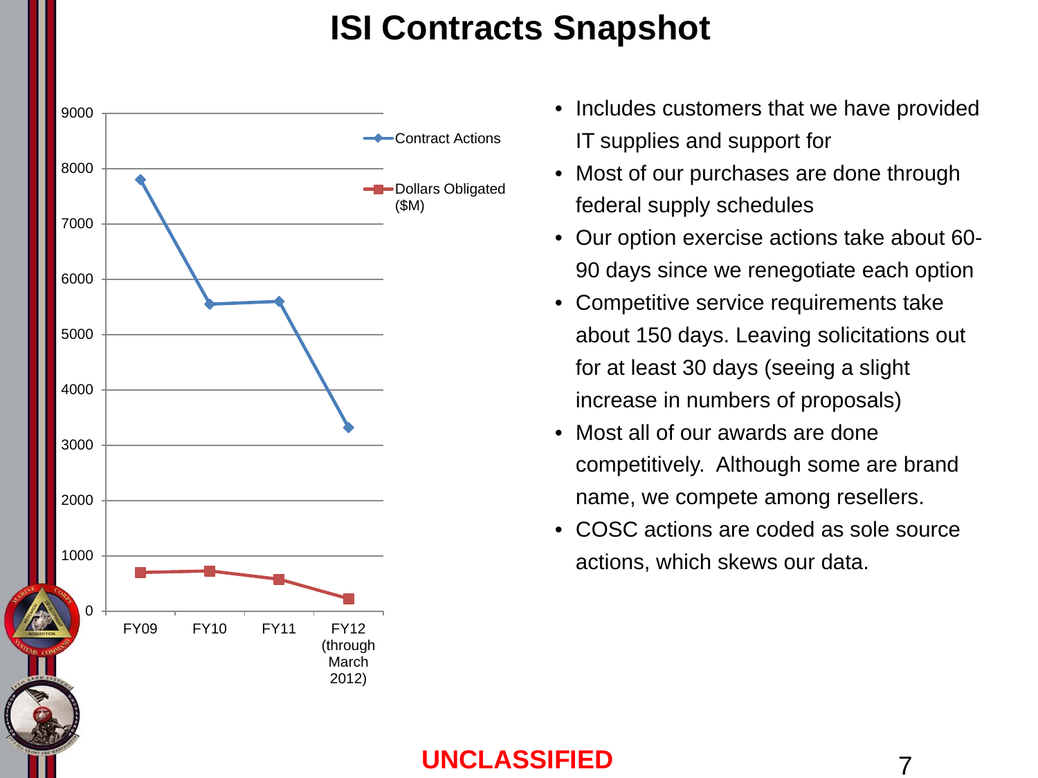# ISI Contracts Snapshot

- Includes customers that we have provided IT supplies and support for
- Most of our purchases are done through federal supply schedules
- Our option exercise actions take about 60-90 days since we renegotiate each option
- Competitive service requirements take about 150 days. Leaving solicitations out for at least 30 days (seeing a slight increase in numbers of proposals)
- Most all of our awards are done competitively. Although some are brand name, we compete among resellers.
- COSC actions are coded as sole source actions, which skews our data.

UNCLASSIFIED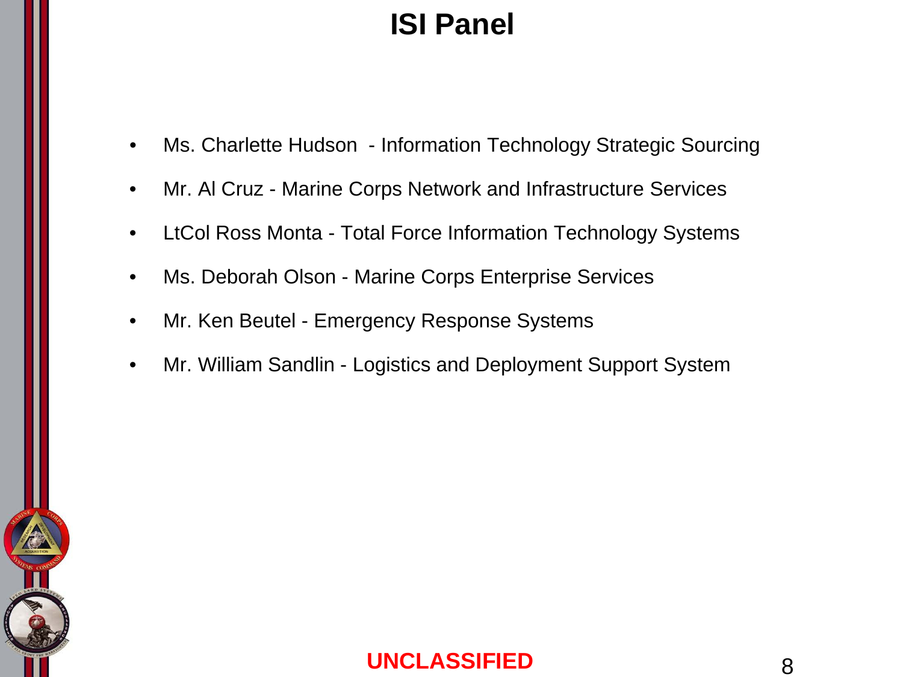# ISI Panel

- Ms. Charlette Hudson  - Information Technology Strategic Sourcing
- Mr. Al Cruz - Marine Corps Network and Infrastructure Services
- LtCol Ross Monta - Total Force Information Technology Systems
- Ms. Deborah Olson - Marine Corps Enterprise Services
- Mr. Ken Beutel - Emergency Response Systems
- Mr. William Sandlin - Logistics and Deployment Support System

UNCLASSIFIED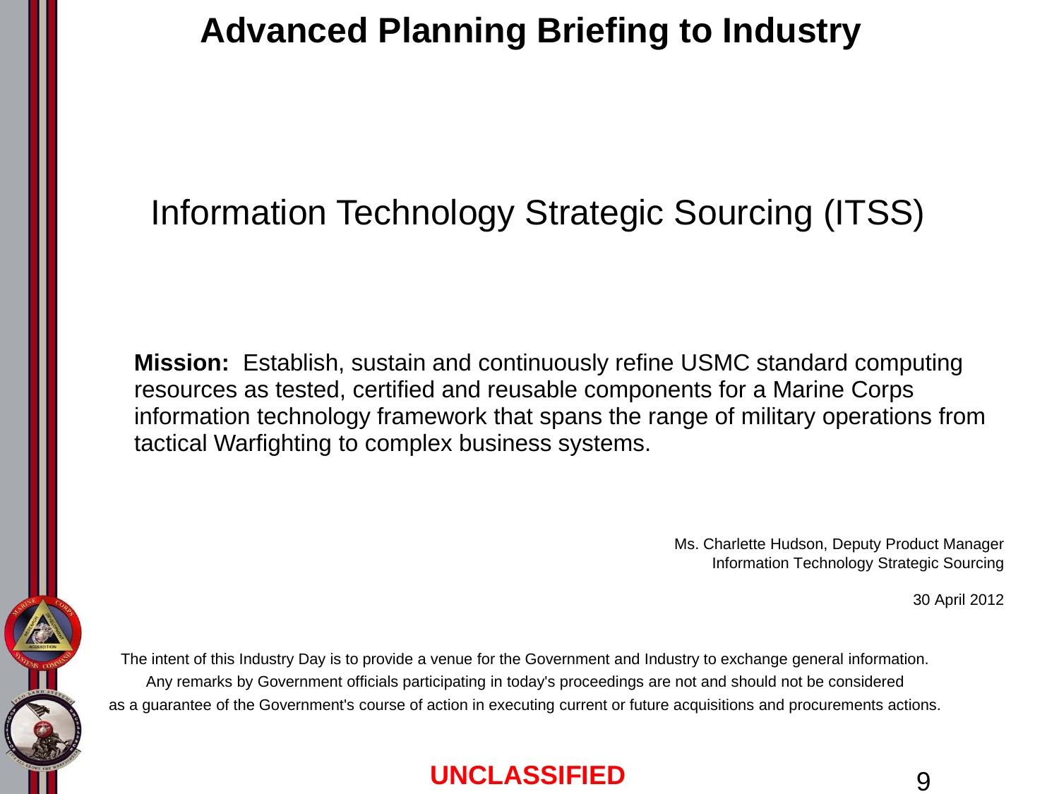# Advanced Planning Briefing to Industry

## Information Technology Strategic Sourcing (ITSS)

**Mission:** Establish, sustain and continuously refine USMC standard computing resources as tested, certified and reusable components for a Marine Corps information technology framework that spans the range of military operations from tactical Warfighting to complex business systems.

Ms. Charlette Hudson, Deputy Product Manager
Information Technology Strategic Sourcing

30 April 2012

The intent of this Industry Day is to provide a venue for the Government and Industry to exchange general information. Any remarks by Government officials participating in today's proceedings are not and should not be considered as a guarantee of the Government's course of action in executing current or future acquisitions and procurements actions.

**UNCLASSIFIED**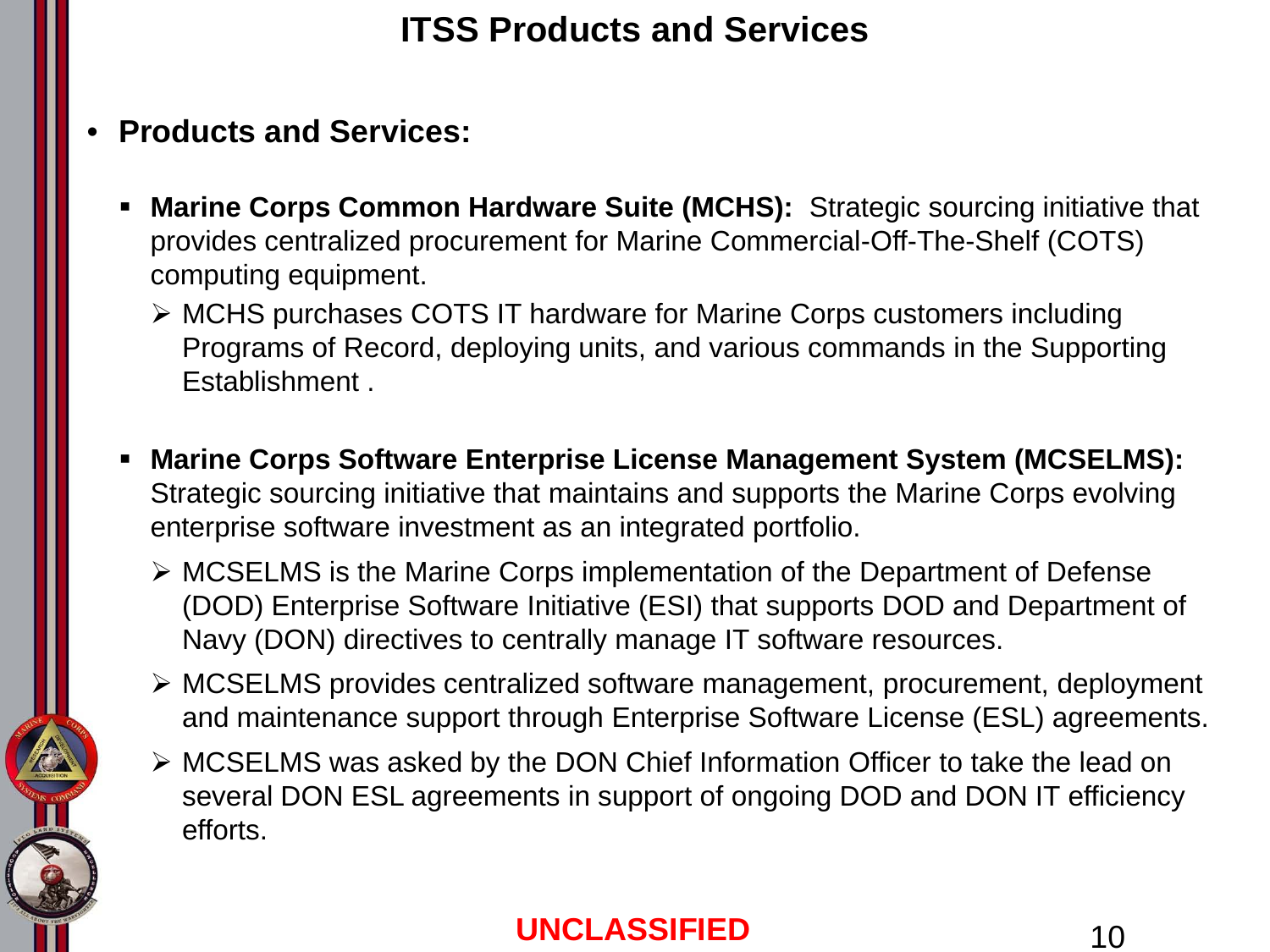# ITSS Products and Services

- **Products and Services:**
  - **Marine Corps Common Hardware Suite (MCHS):** Strategic sourcing initiative that provides centralized procurement for Marine Commercial-Off-The-Shelf (COTS) computing equipment.
    - MCHS purchases COTS IT hardware for Marine Corps customers including Programs of Record, deploying units, and various commands in the Supporting Establishment .
  - **Marine Corps Software Enterprise License Management System (MCSELMS):** Strategic sourcing initiative that maintains and supports the Marine Corps evolving enterprise software investment as an integrated portfolio.
    - MCSELMS is the Marine Corps implementation of the Department of Defense (DOD) Enterprise Software Initiative (ESI) that supports DOD and Department of Navy (DON) directives to centrally manage IT software resources.
    - MCSELMS provides centralized software management, procurement, deployment and maintenance support through Enterprise Software License (ESL) agreements.
    - MCSELMS was asked by the DON Chief Information Officer to take the lead on several DON ESL agreements in support of ongoing DOD and DON IT efficiency efforts.

UNCLASSIFIED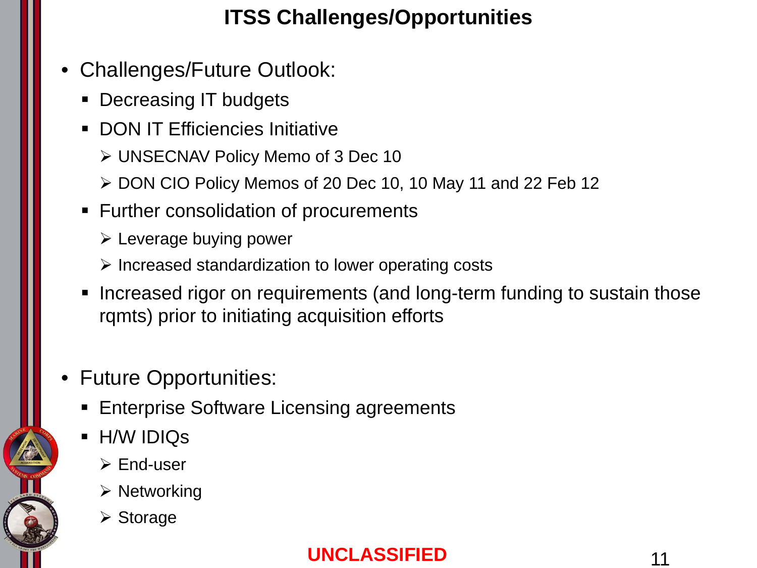# ITSS Challenges/Opportunities

- Challenges/Future Outlook:
  - Decreasing IT budgets
  - DON IT Efficiencies Initiative
    - UNSECNAV Policy Memo of 3 Dec 10
    - DON CIO Policy Memos of 20 Dec 10, 10 May 11 and 22 Feb 12
  - Further consolidation of procurements
    - Leverage buying power
    - Increased standardization to lower operating costs
  - Increased rigor on requirements (and long-term funding to sustain those rqmts) prior to initiating acquisition efforts

- Future Opportunities:
  - Enterprise Software Licensing agreements
  - H/W IDIQs
    - End-user
    - Networking
    - Storage

**UNCLASSIFIED**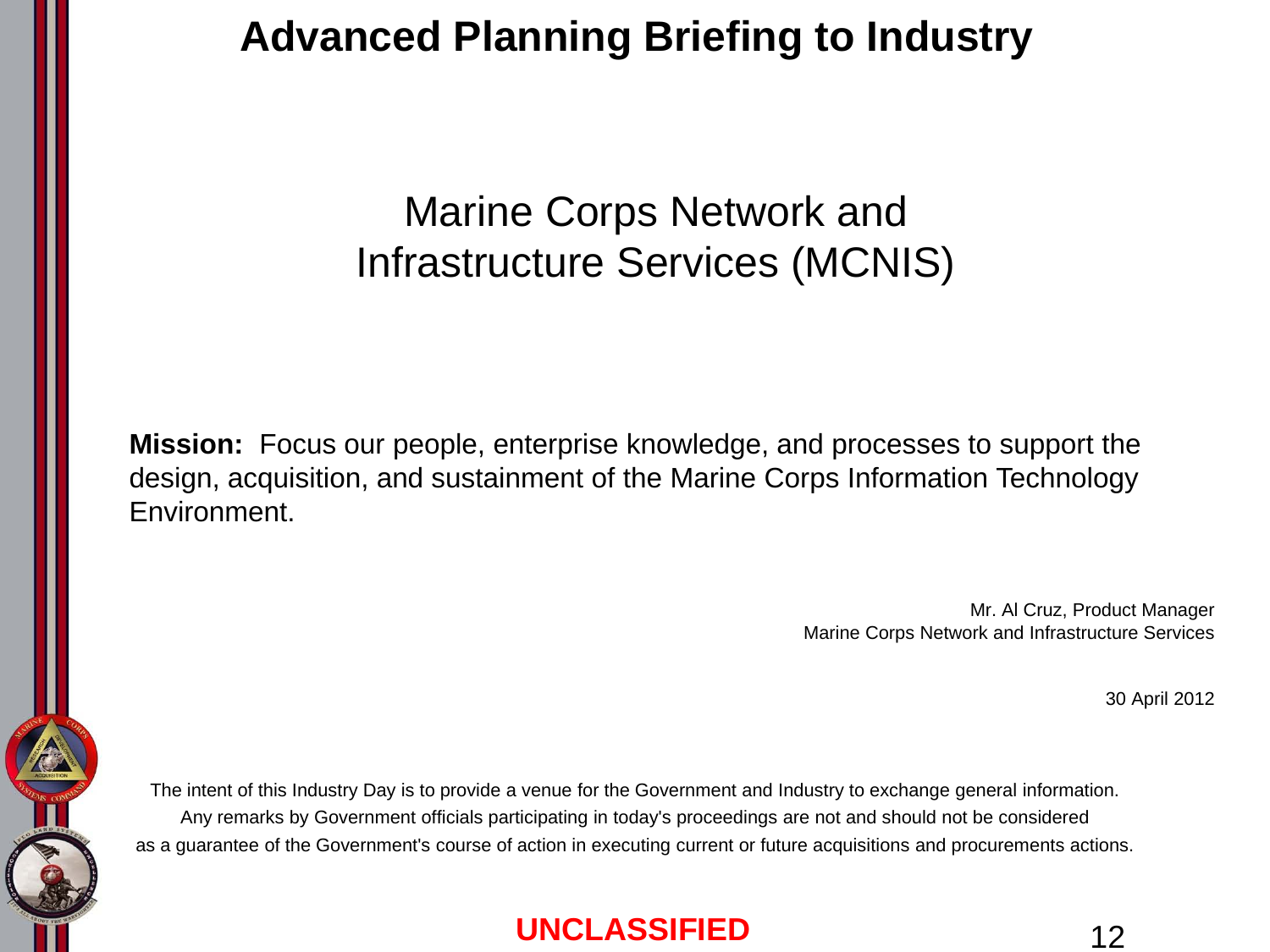# Advanced Planning Briefing to Industry

## Marine Corps Network and Infrastructure Services (MCNIS)

**Mission:** Focus our people, enterprise knowledge, and processes to support the design, acquisition, and sustainment of the Marine Corps Information Technology Environment.

Mr. Al Cruz, Product Manager
Marine Corps Network and Infrastructure Services

30 April 2012

The intent of this Industry Day is to provide a venue for the Government and Industry to exchange general information. Any remarks by Government officials participating in today's proceedings are not and should not be considered as a guarantee of the Government's course of action in executing current or future acquisitions and procurements actions.

UNCLASSIFIED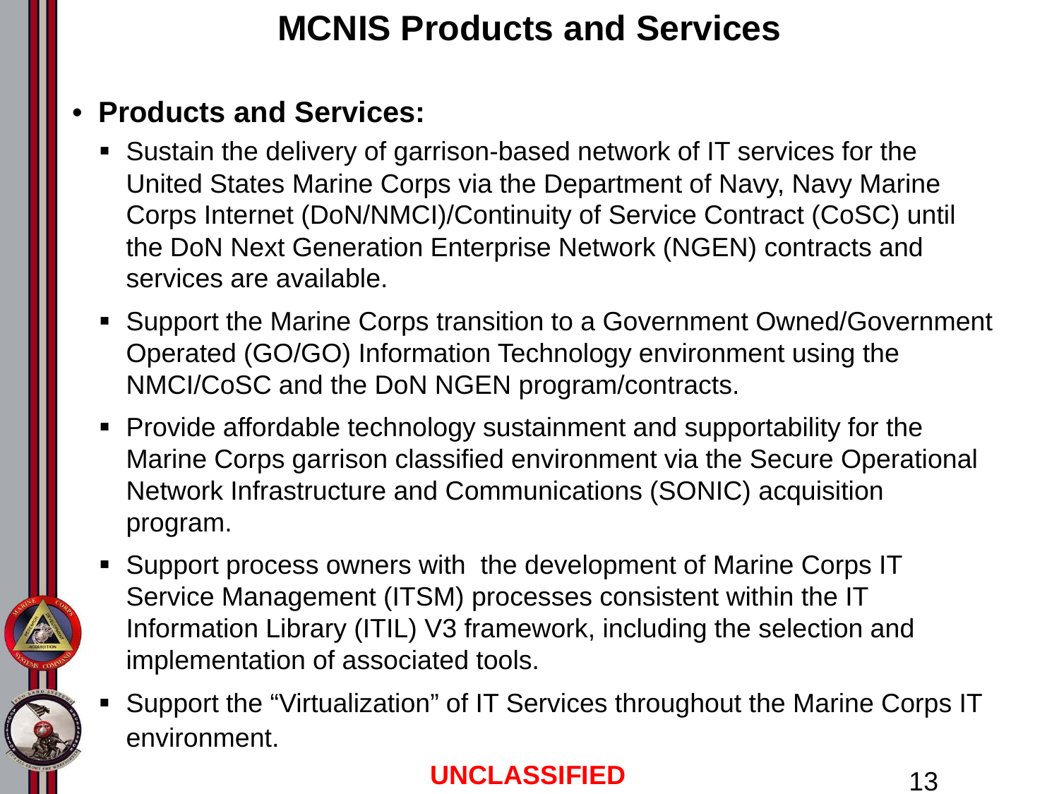# MCNIS Products and Services

- **Products and Services:**
  - Sustain the delivery of garrison-based network of IT services for the United States Marine Corps via the Department of Navy, Navy Marine Corps Internet (DoN/NMCI)/Continuity of Service Contract (CoSC) until the DoN Next Generation Enterprise Network (NGEN) contracts and services are available.
  - Support the Marine Corps transition to a Government Owned/Government Operated (GO/GO) Information Technology environment using the NMCI/CoSC and the DoN NGEN program/contracts.
  - Provide affordable technology sustainment and supportability for the Marine Corps garrison classified environment via the Secure Operational Network Infrastructure and Communications (SONIC) acquisition program.
  - Support process owners with the development of Marine Corps IT Service Management (ITSM) processes consistent within the IT Information Library (ITIL) V3 framework, including the selection and implementation of associated tools.
  - Support the "Virtualization" of IT Services throughout the Marine Corps IT environment.

UNCLASSIFIED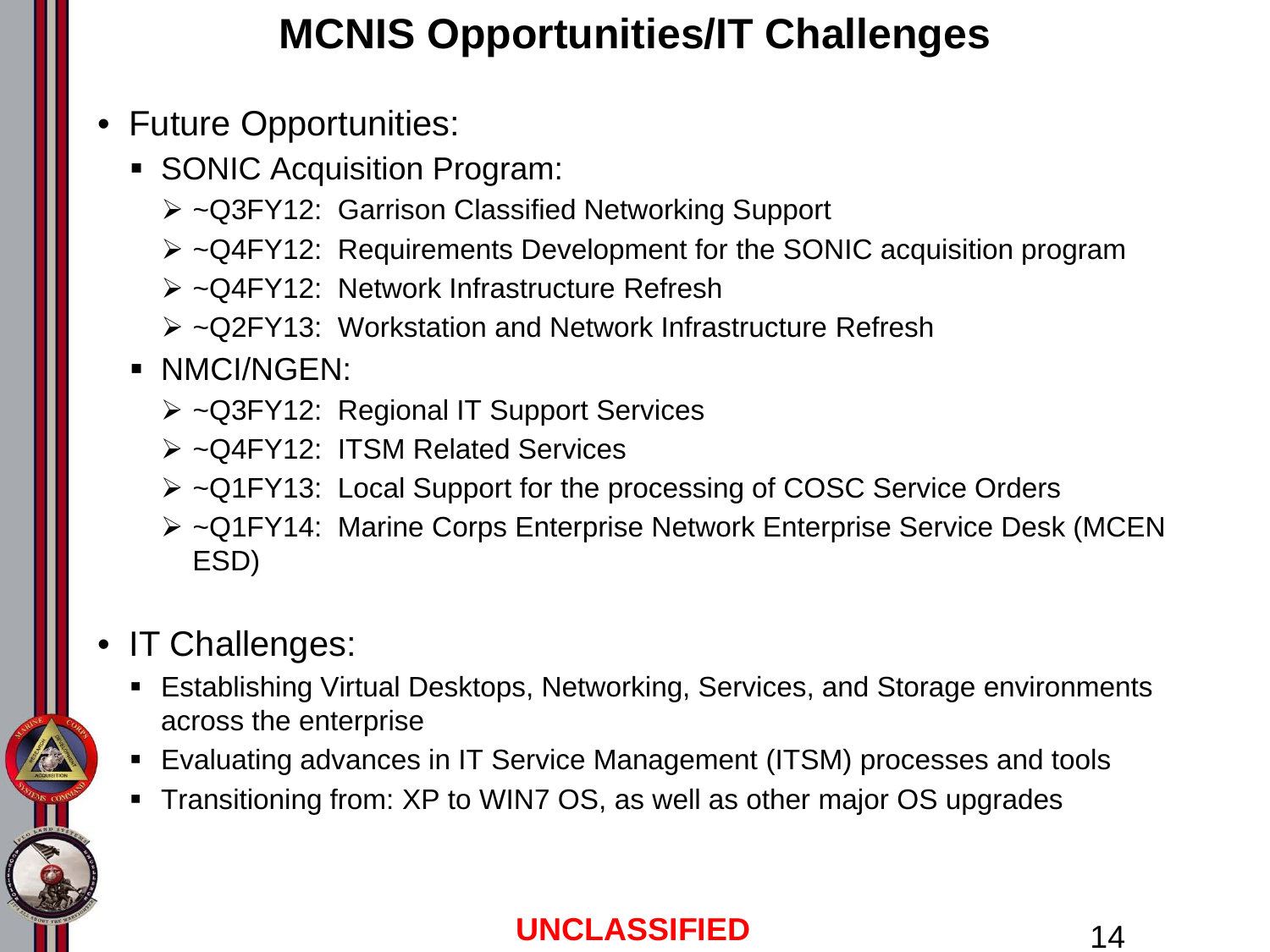# MCNIS Opportunities/IT Challenges

- Future Opportunities:
  - SONIC Acquisition Program:
    - ~Q3FY12: Garrison Classified Networking Support
    - ~Q4FY12: Requirements Development for the SONIC acquisition program
    - ~Q4FY12: Network Infrastructure Refresh
    - ~Q2FY13: Workstation and Network Infrastructure Refresh
  - NMCI/NGEN:
    - ~Q3FY12: Regional IT Support Services
    - ~Q4FY12: ITSM Related Services
    - ~Q1FY13: Local Support for the processing of COSC Service Orders
    - ~Q1FY14: Marine Corps Enterprise Network Enterprise Service Desk (MCEN ESD)

- IT Challenges:
  - Establishing Virtual Desktops, Networking, Services, and Storage environments across the enterprise
  - Evaluating advances in IT Service Management (ITSM) processes and tools
  - Transitioning from: XP to WIN7 OS, as well as other major OS upgrades

**UNCLASSIFIED**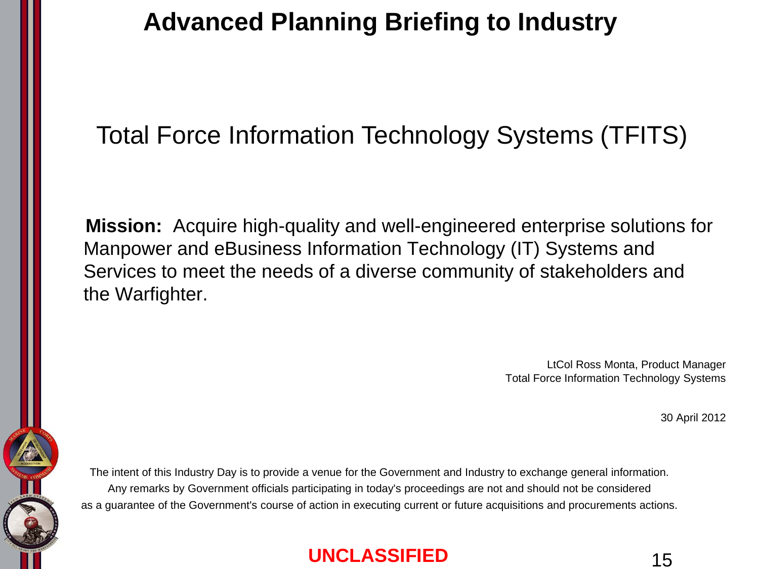# Advanced Planning Briefing to Industry

## Total Force Information Technology Systems (TFITS)

**Mission:** Acquire high-quality and well-engineered enterprise solutions for Manpower and eBusiness Information Technology (IT) Systems and Services to meet the needs of a diverse community of stakeholders and the Warfighter.

LtCol Ross Monta, Product Manager
Total Force Information Technology Systems

30 April 2012

The intent of this Industry Day is to provide a venue for the Government and Industry to exchange general information. Any remarks by Government officials participating in today's proceedings are not and should not be considered as a guarantee of the Government's course of action in executing current or future acquisitions and procurements actions.

**UNCLASSIFIED**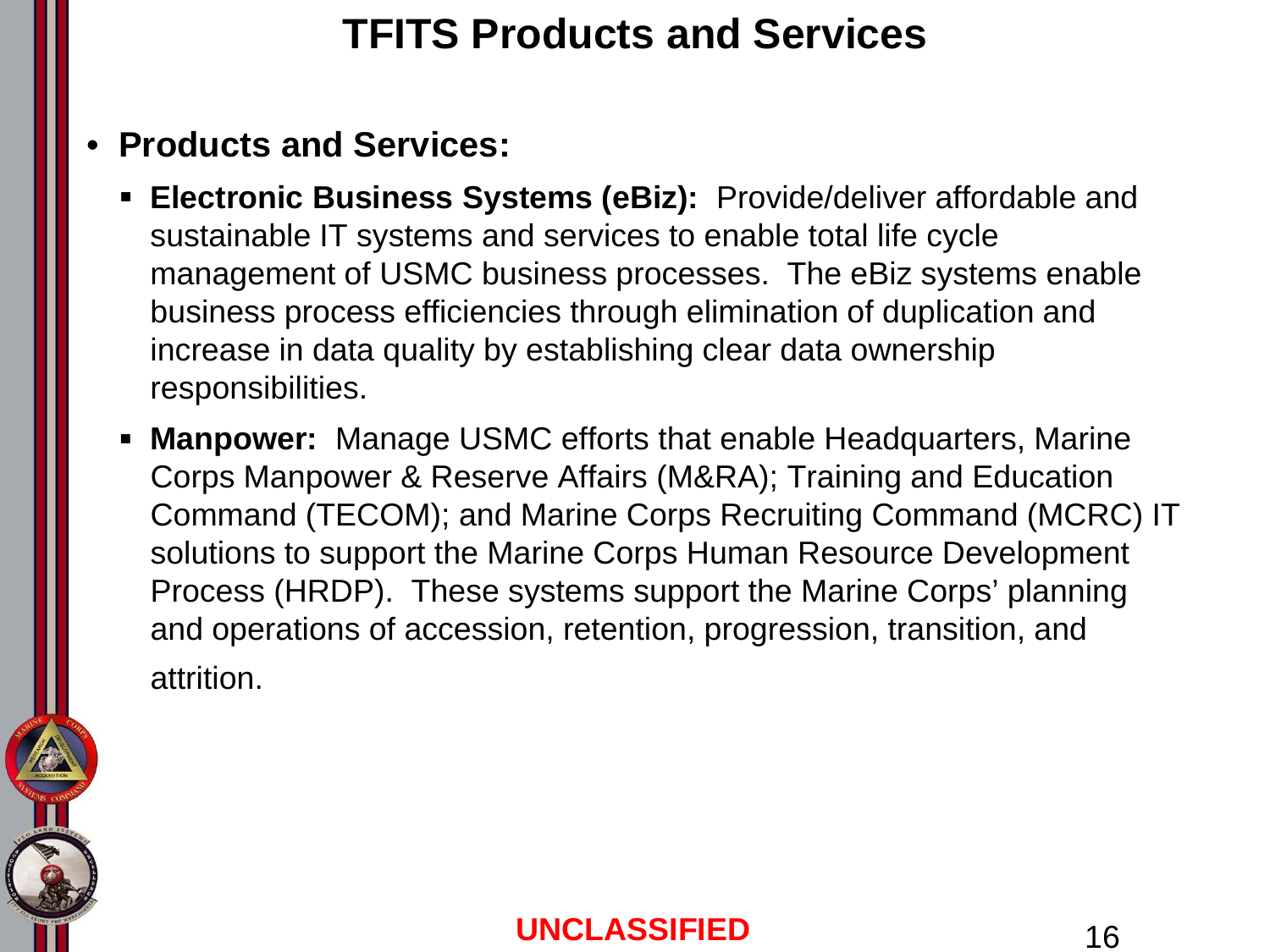# TFITS Products and Services

- **Products and Services:**
  - **Electronic Business Systems (eBiz):** Provide/deliver affordable and sustainable IT systems and services to enable total life cycle management of USMC business processes. The eBiz systems enable business process efficiencies through elimination of duplication and increase in data quality by establishing clear data ownership responsibilities.
  - **Manpower:** Manage USMC efforts that enable Headquarters, Marine Corps Manpower & Reserve Affairs (M&RA); Training and Education Command (TECOM); and Marine Corps Recruiting Command (MCRC) IT solutions to support the Marine Corps Human Resource Development Process (HRDP). These systems support the Marine Corps' planning and operations of accession, retention, progression, transition, and attrition.

UNCLASSIFIED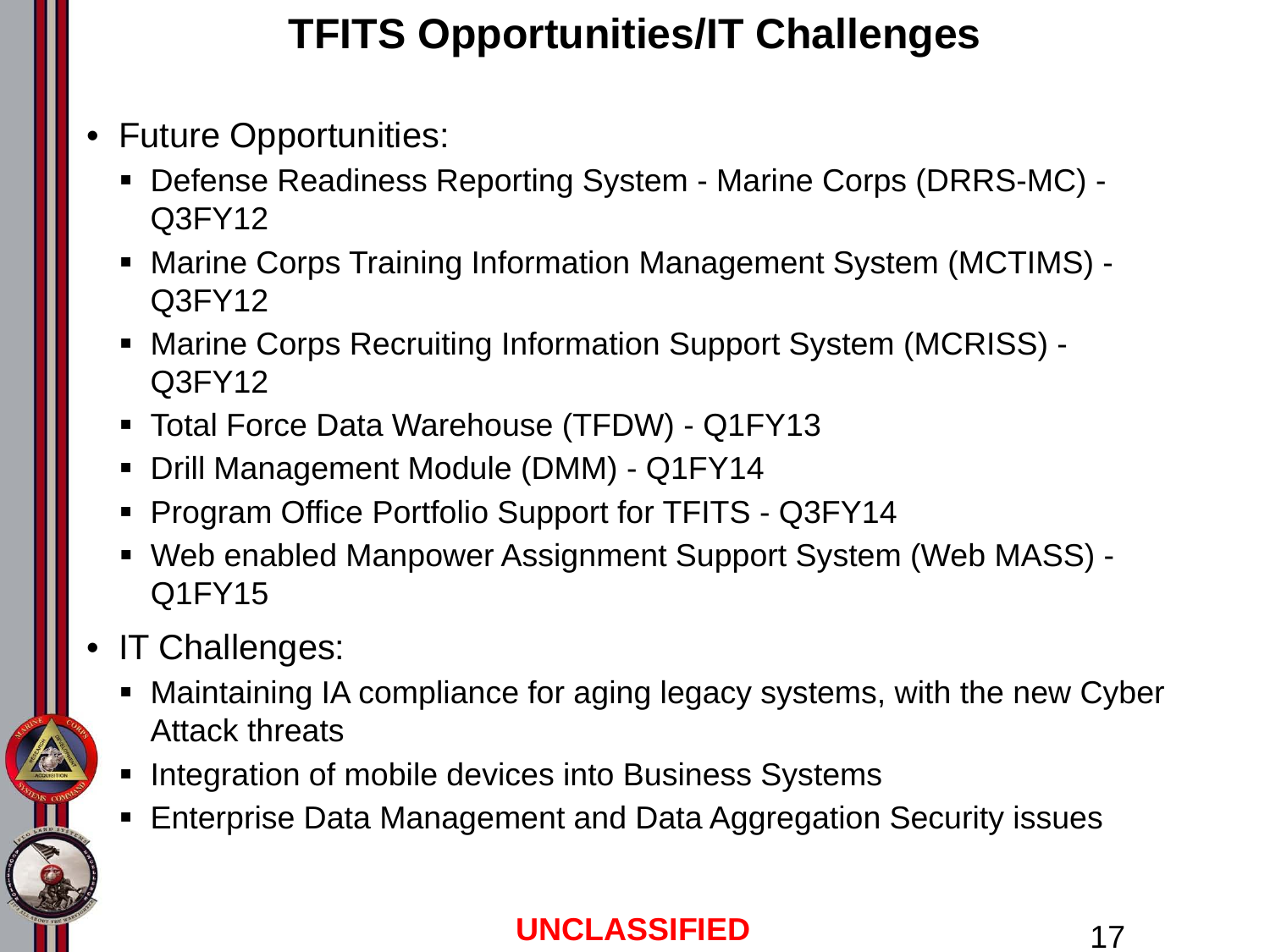# TFITS Opportunities/IT Challenges

- Future Opportunities:
  - Defense Readiness Reporting System - Marine Corps (DRRS-MC) - Q3FY12
  - Marine Corps Training Information Management System (MCTIMS) - Q3FY12
  - Marine Corps Recruiting Information Support System (MCRISS) - Q3FY12
  - Total Force Data Warehouse (TFDW) - Q1FY13
  - Drill Management Module (DMM) - Q1FY14
  - Program Office Portfolio Support for TFITS - Q3FY14
  - Web enabled Manpower Assignment Support System (Web MASS) - Q1FY15
- IT Challenges:
  - Maintaining IA compliance for aging legacy systems, with the new Cyber Attack threats
  - Integration of mobile devices into Business Systems
  - Enterprise Data Management and Data Aggregation Security issues

**UNCLASSIFIED**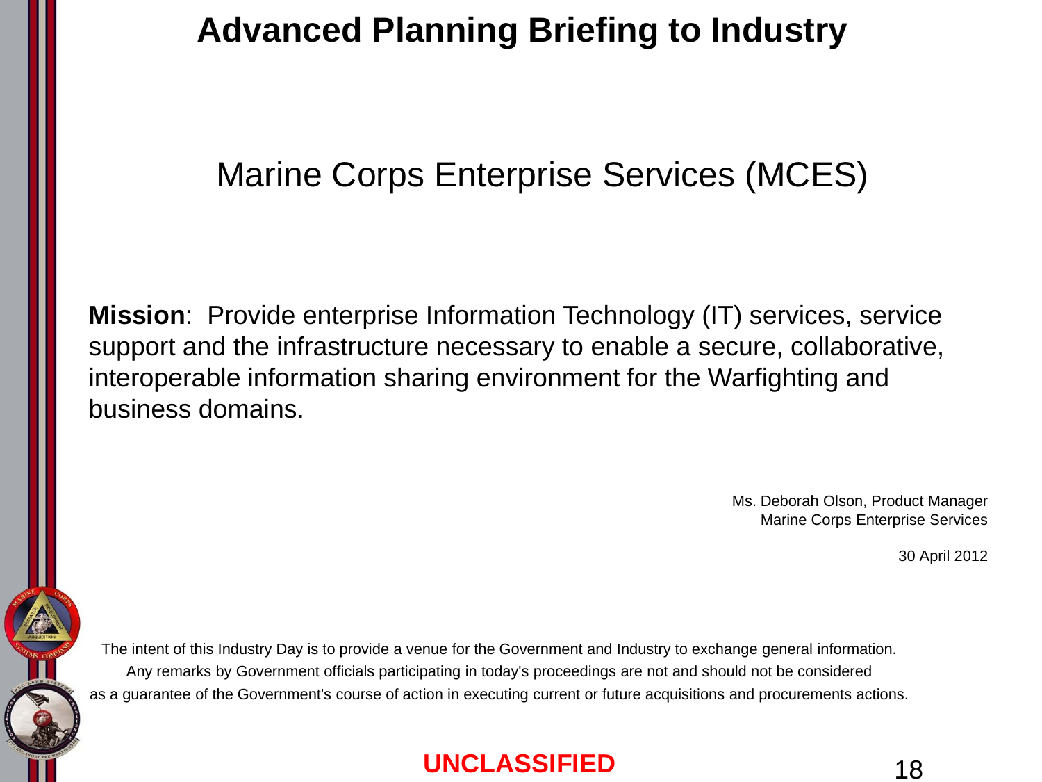# Advanced Planning Briefing to Industry

## Marine Corps Enterprise Services (MCES)

**Mission**: Provide enterprise Information Technology (IT) services, service support and the infrastructure necessary to enable a secure, collaborative, interoperable information sharing environment for the Warfighting and business domains.

Ms. Deborah Olson, Product Manager
Marine Corps Enterprise Services

30 April 2012

The intent of this Industry Day is to provide a venue for the Government and Industry to exchange general information. Any remarks by Government officials participating in today's proceedings are not and should not be considered as a guarantee of the Government's course of action in executing current or future acquisitions and procurements actions.

UNCLASSIFIED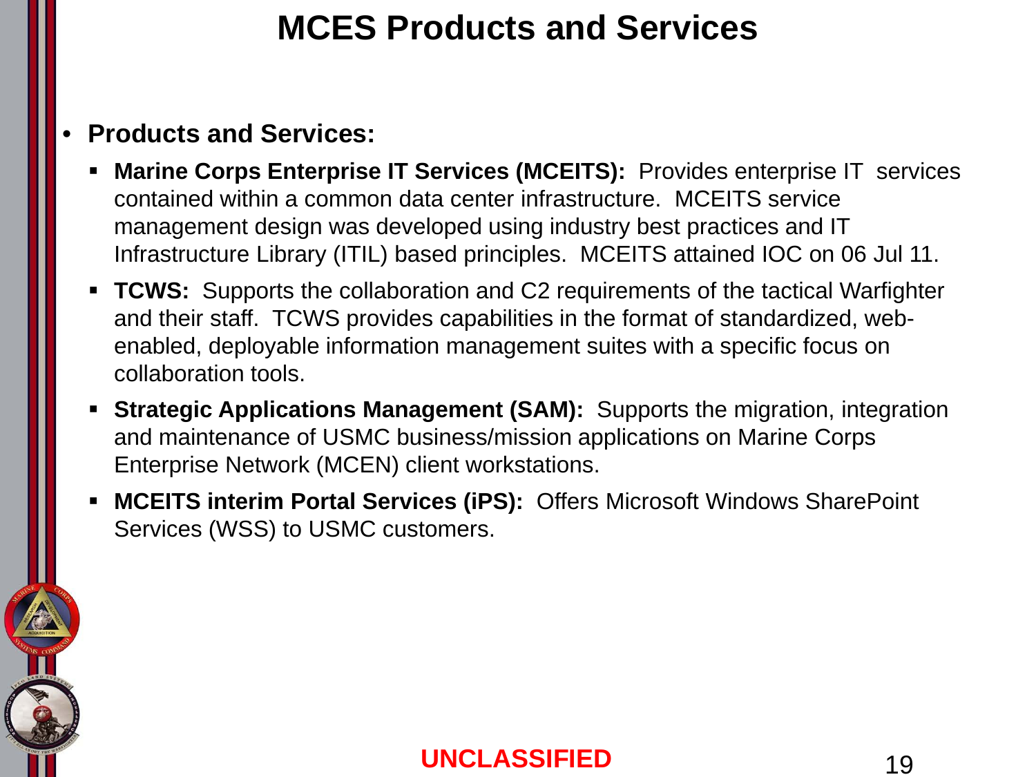# MCES Products and Services

- **Products and Services:**
  - **Marine Corps Enterprise IT Services (MCEITS):** Provides enterprise IT services contained within a common data center infrastructure. MCEITS service management design was developed using industry best practices and IT Infrastructure Library (ITIL) based principles. MCEITS attained IOC on 06 Jul 11.
  - **TCWS:** Supports the collaboration and C2 requirements of the tactical Warfighter and their staff. TCWS provides capabilities in the format of standardized, web-enabled, deployable information management suites with a specific focus on collaboration tools.
  - **Strategic Applications Management (SAM):** Supports the migration, integration and maintenance of USMC business/mission applications on Marine Corps Enterprise Network (MCEN) client workstations.
  - **MCEITS interim Portal Services (iPS):** Offers Microsoft Windows SharePoint Services (WSS) to USMC customers.

UNCLASSIFIED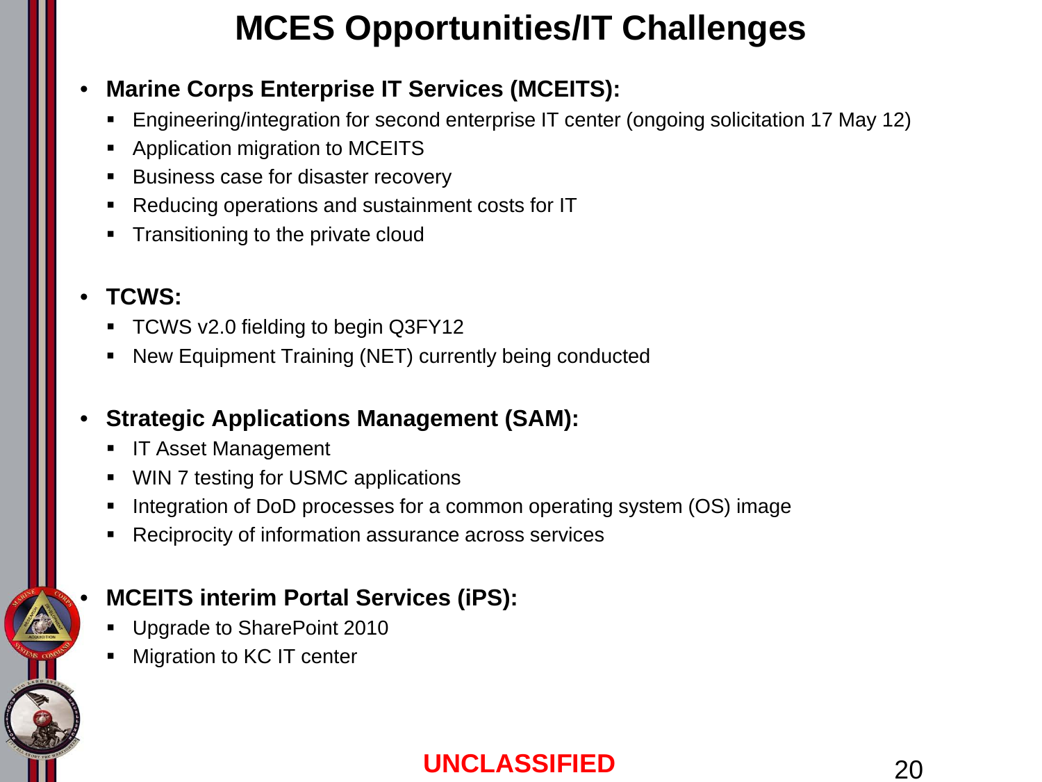# MCES Opportunities/IT Challenges

- **Marine Corps Enterprise IT Services (MCEITS):**
  - Engineering/integration for second enterprise IT center (ongoing solicitation 17 May 12)
  - Application migration to MCEITS
  - Business case for disaster recovery
  - Reducing operations and sustainment costs for IT
  - Transitioning to the private cloud

- **TCWS:**
  - TCWS v2.0 fielding to begin Q3FY12
  - New Equipment Training (NET) currently being conducted

- **Strategic Applications Management (SAM):**
  - IT Asset Management
  - WIN 7 testing for USMC applications
  - Integration of DoD processes for a common operating system (OS) image
  - Reciprocity of information assurance across services

- **MCEITS interim Portal Services (iPS):**
  - Upgrade to SharePoint 2010
  - Migration to KC IT center

UNCLASSIFIED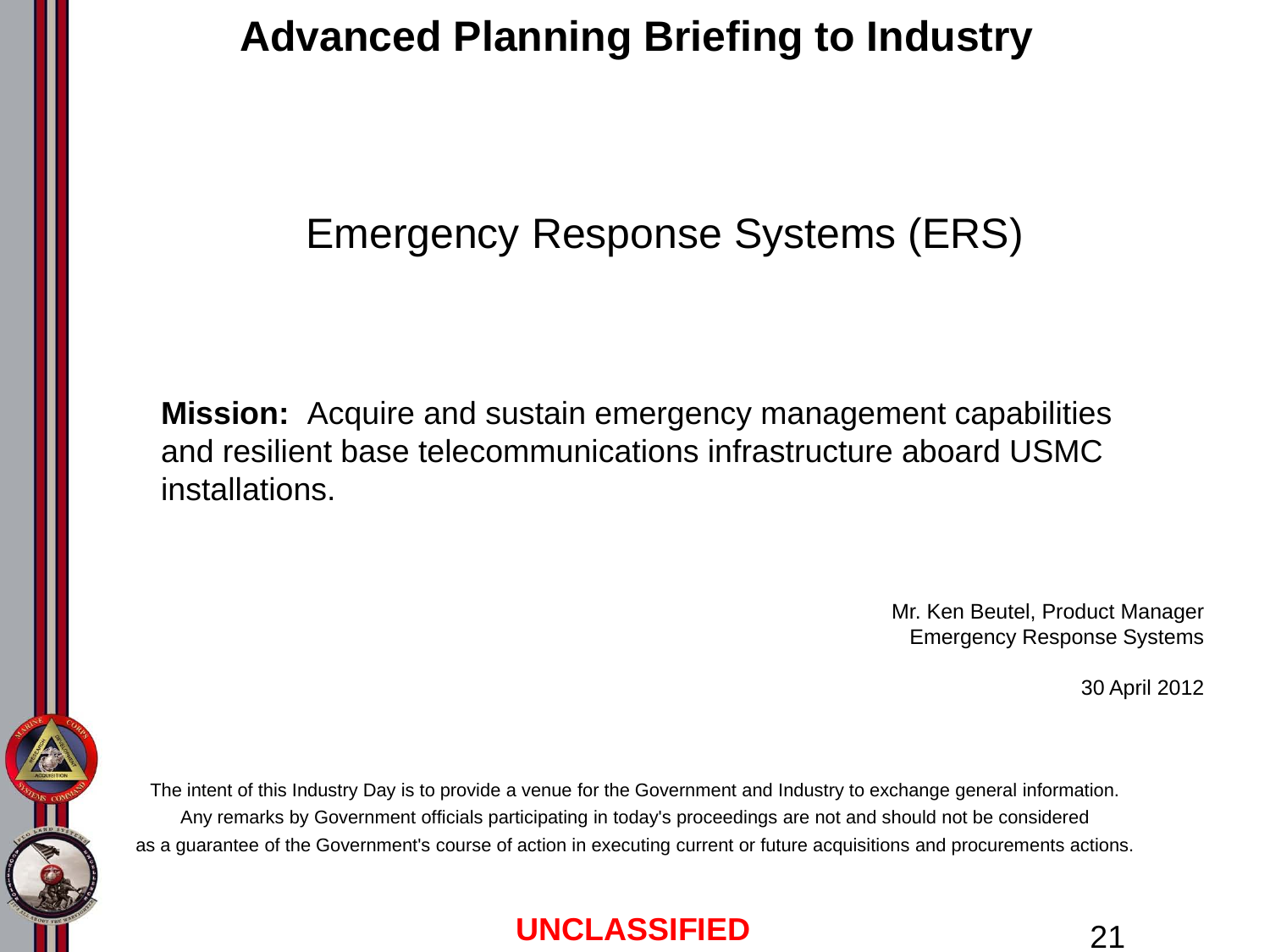# Advanced Planning Briefing to Industry

## Emergency Response Systems (ERS)

**Mission:** Acquire and sustain emergency management capabilities and resilient base telecommunications infrastructure aboard USMC installations.

Mr. Ken Beutel, Product Manager
Emergency Response Systems

30 April 2012

The intent of this Industry Day is to provide a venue for the Government and Industry to exchange general information. Any remarks by Government officials participating in today's proceedings are not and should not be considered as a guarantee of the Government's course of action in executing current or future acquisitions and procurements actions.

UNCLASSIFIED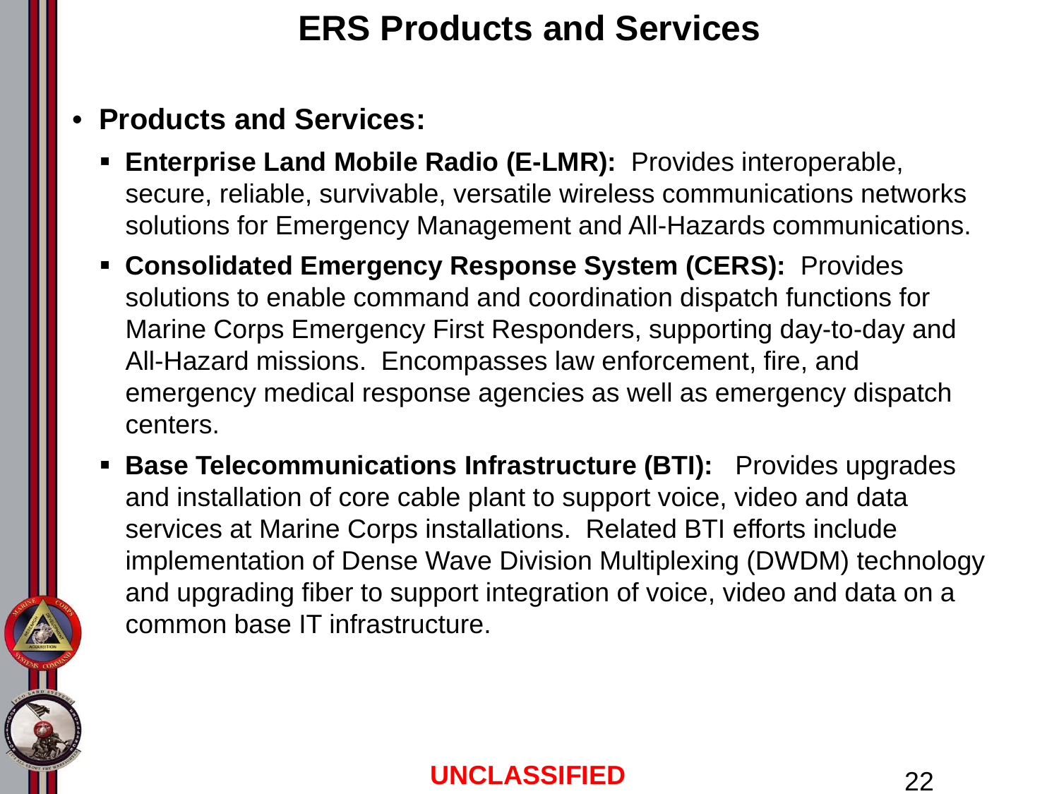# ERS Products and Services

- **Products and Services:**
  - **Enterprise Land Mobile Radio (E-LMR):** Provides interoperable, secure, reliable, survivable, versatile wireless communications networks solutions for Emergency Management and All-Hazards communications.
  - **Consolidated Emergency Response System (CERS):** Provides solutions to enable command and coordination dispatch functions for Marine Corps Emergency First Responders, supporting day-to-day and All-Hazard missions. Encompasses law enforcement, fire, and emergency medical response agencies as well as emergency dispatch centers.
  - **Base Telecommunications Infrastructure (BTI):** Provides upgrades and installation of core cable plant to support voice, video and data services at Marine Corps installations. Related BTI efforts include implementation of Dense Wave Division Multiplexing (DWDM) technology and upgrading fiber to support integration of voice, video and data on a common base IT infrastructure.

UNCLASSIFIED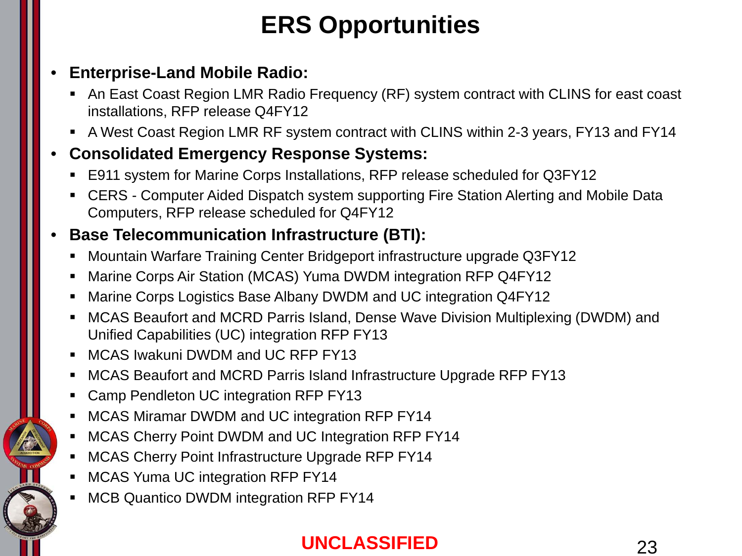# ERS Opportunities

- **Enterprise-Land Mobile Radio:**
  - An East Coast Region LMR Radio Frequency (RF) system contract with CLINS for east coast installations, RFP release Q4FY12
  - A West Coast Region LMR RF system contract with CLINS within 2-3 years, FY13 and FY14
- **Consolidated Emergency Response Systems:**
  - E911 system for Marine Corps Installations, RFP release scheduled for Q3FY12
  - CERS - Computer Aided Dispatch system supporting Fire Station Alerting and Mobile Data Computers, RFP release scheduled for Q4FY12
- **Base Telecommunication Infrastructure (BTI):**
  - Mountain Warfare Training Center Bridgeport infrastructure upgrade Q3FY12
  - Marine Corps Air Station (MCAS) Yuma DWDM integration RFP Q4FY12
  - Marine Corps Logistics Base Albany DWDM and UC integration Q4FY12
  - MCAS Beaufort and MCRD Parris Island, Dense Wave Division Multiplexing (DWDM) and Unified Capabilities (UC) integration RFP FY13
  - MCAS Iwakuni DWDM and UC RFP FY13
  - MCAS Beaufort and MCRD Parris Island Infrastructure Upgrade RFP FY13
  - Camp Pendleton UC integration RFP FY13
  - MCAS Miramar DWDM and UC integration RFP FY14
  - MCAS Cherry Point DWDM and UC Integration RFP FY14
  - MCAS Cherry Point Infrastructure Upgrade RFP FY14
  - MCAS Yuma UC integration RFP FY14
  - MCB Quantico DWDM integration RFP FY14

UNCLASSIFIED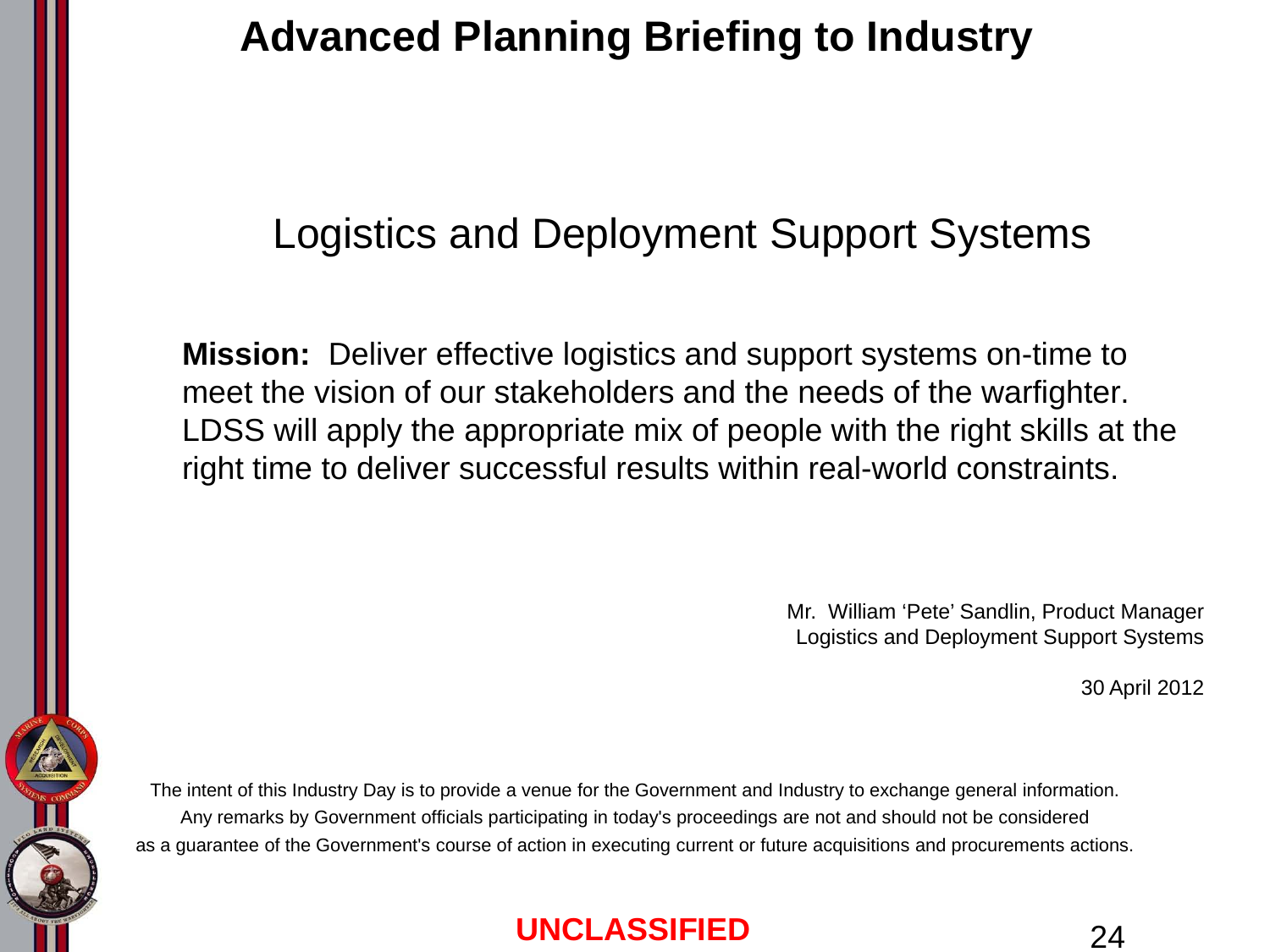# Advanced Planning Briefing to Industry

## Logistics and Deployment Support Systems

**Mission:** Deliver effective logistics and support systems on-time to meet the vision of our stakeholders and the needs of the warfighter. LDSS will apply the appropriate mix of people with the right skills at the right time to deliver successful results within real-world constraints.

Mr. William 'Pete' Sandlin, Product Manager
Logistics and Deployment Support Systems

30 April 2012

The intent of this Industry Day is to provide a venue for the Government and Industry to exchange general information. Any remarks by Government officials participating in today's proceedings are not and should not be considered as a guarantee of the Government's course of action in executing current or future acquisitions and procurements actions.

**UNCLASSIFIED**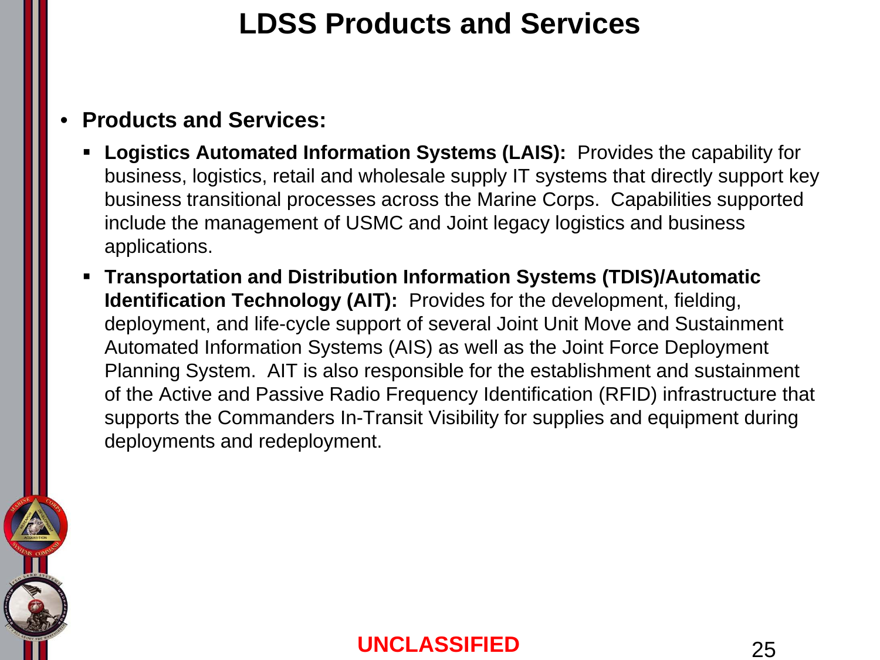# LDSS Products and Services

- **Products and Services:**
  - **Logistics Automated Information Systems (LAIS):** Provides the capability for business, logistics, retail and wholesale supply IT systems that directly support key business transitional processes across the Marine Corps. Capabilities supported include the management of USMC and Joint legacy logistics and business applications.
  - **Transportation and Distribution Information Systems (TDIS)/Automatic Identification Technology (AIT):** Provides for the development, fielding, deployment, and life-cycle support of several Joint Unit Move and Sustainment Automated Information Systems (AIS) as well as the Joint Force Deployment Planning System. AIT is also responsible for the establishment and sustainment of the Active and Passive Radio Frequency Identification (RFID) infrastructure that supports the Commanders In-Transit Visibility for supplies and equipment during deployments and redeployment.

UNCLASSIFIED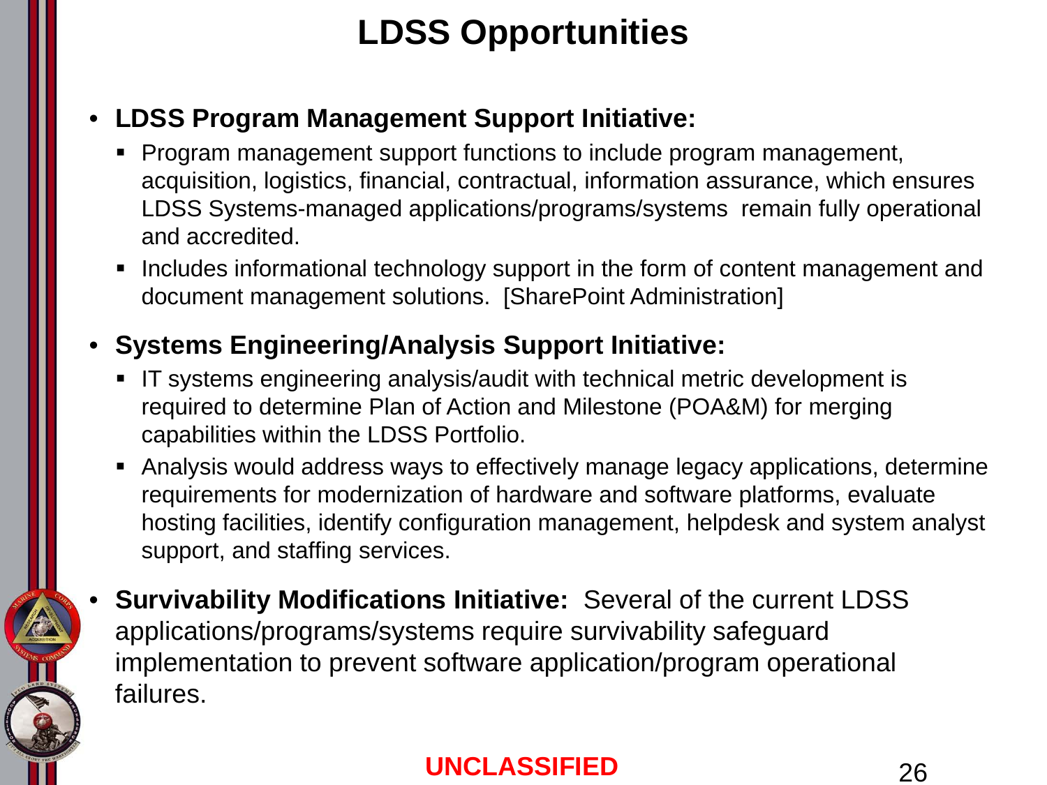# LDSS Opportunities

- **LDSS Program Management Support Initiative:**
  - Program management support functions to include program management, acquisition, logistics, financial, contractual, information assurance, which ensures LDSS Systems-managed applications/programs/systems remain fully operational and accredited.
  - Includes informational technology support in the form of content management and document management solutions. [SharePoint Administration]
- **Systems Engineering/Analysis Support Initiative:**
  - IT systems engineering analysis/audit with technical metric development is required to determine Plan of Action and Milestone (POA&M) for merging capabilities within the LDSS Portfolio.
  - Analysis would address ways to effectively manage legacy applications, determine requirements for modernization of hardware and software platforms, evaluate hosting facilities, identify configuration management, helpdesk and system analyst support, and staffing services.
- **Survivability Modifications Initiative:** Several of the current LDSS applications/programs/systems require survivability safeguard implementation to prevent software application/program operational failures.

UNCLASSIFIED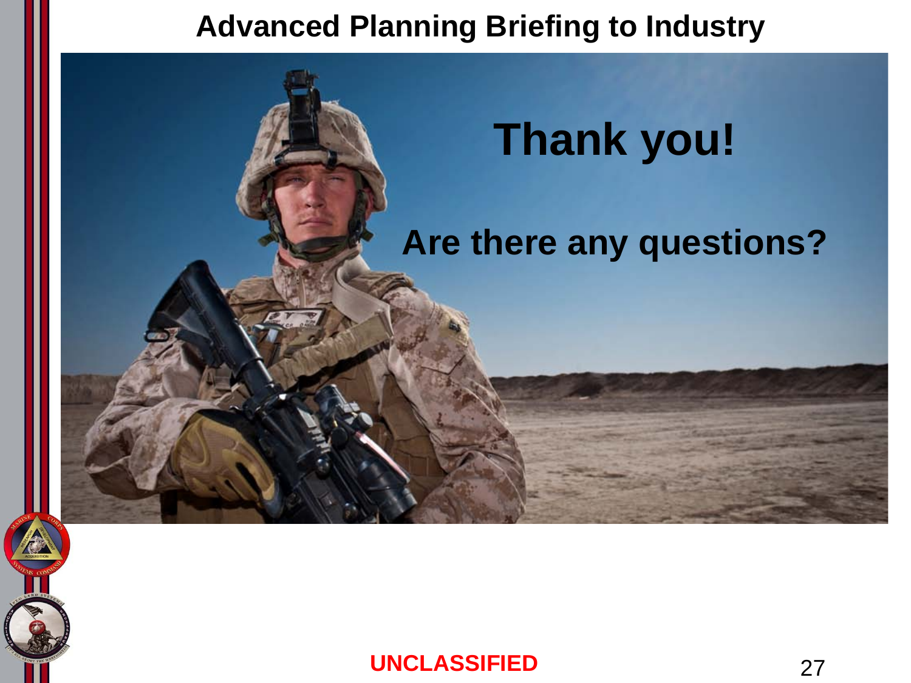# Advanced Planning Briefing to Industry

## Thank you!

## Are there any questions?

UNCLASSIFIED